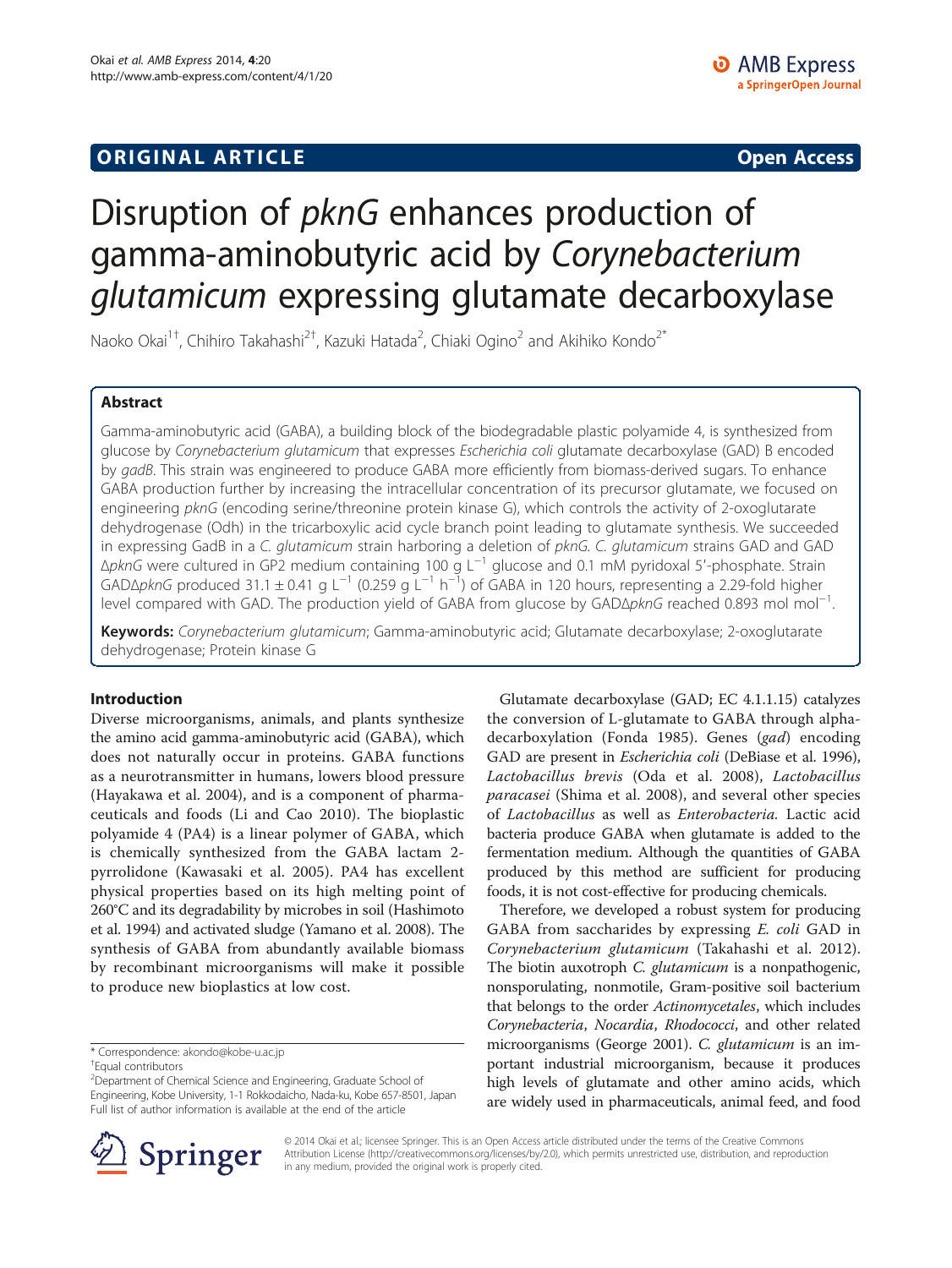ORIGINAL ARTICLE Open Access

# Disruption of *pknG* enhances production of gamma-aminobutyric acid by *Corynebacterium glutamicum* expressing glutamate decarboxylase

Naoko Okai[1†], Chihiro Takahashi[2†], Kazuki Hatada[2], Chiaki Ogino[2] and Akihiko Kondo[2*]

## Abstract

Gamma-aminobutyric acid (GABA), a building block of the biodegradable plastic polyamide 4, is synthesized from glucose by *Corynebacterium glutamicum* that expresses *Escherichia coli* glutamate decarboxylase (GAD) B encoded by *gadB*. This strain was engineered to produce GABA more efficiently from biomass-derived sugars. To enhance GABA production further by increasing the intracellular concentration of its precursor glutamate, we focused on engineering *pknG* (encoding serine/threonine protein kinase G), which controls the activity of 2-oxoglutarate dehydrogenase (Odh) in the tricarboxylic acid cycle branch point leading to glutamate synthesis. We succeeded in expressing GadB in a *C. glutamicum* strain harboring a deletion of *pknG*. *C. glutamicum* strains GAD and GAD Δ*pknG* were cultured in GP2 medium containing 100 g $L^{-1}$ glucose and 0.1 mM pyridoxal 5′-phosphate. Strain GADΔ*pknG* produced 31.1 ± 0.41 g $L^{-1}$ (0.259 g $L^{-1}$ $h^{-1}$) of GABA in 120 hours, representing a 2.29-fold higher level compared with GAD. The production yield of GABA from glucose by GADΔ*pknG* reached 0.893 mol $mol^{-1}$.

**Keywords:** *Corynebacterium glutamicum*; Gamma-aminobutyric acid; Glutamate decarboxylase; 2-oxoglutarate dehydrogenase; Protein kinase G

## Introduction

Diverse microorganisms, animals, and plants synthesize the amino acid gamma-aminobutyric acid (GABA), which does not naturally occur in proteins. GABA functions as a neurotransmitter in humans, lowers blood pressure (Hayakawa et al. 2004), and is a component of pharmaceuticals and foods (Li and Cao 2010). The bioplastic polyamide 4 (PA4) is a linear polymer of GABA, which is chemically synthesized from the GABA lactam 2-pyrrolidone (Kawasaki et al. 2005). PA4 has excellent physical properties based on its high melting point of 260°C and its degradability by microbes in soil (Hashimoto et al. 1994) and activated sludge (Yamano et al. 2008). The synthesis of GABA from abundantly available biomass by recombinant microorganisms will make it possible to produce new bioplastics at low cost.

Glutamate decarboxylase (GAD; EC 4.1.1.15) catalyzes the conversion of L-glutamate to GABA through alpha-decarboxylation (Fonda 1985). Genes (*gad*) encoding GAD are present in *Escherichia coli* (DeBiase et al. 1996), *Lactobacillus brevis* (Oda et al. 2008), *Lactobacillus paracasei* (Shima et al. 2008), and several other species of *Lactobacillus* as well as *Enterobacteria.* Lactic acid bacteria produce GABA when glutamate is added to the fermentation medium. Although the quantities of GABA produced by this method are sufficient for producing foods, it is not cost-effective for producing chemicals.

Therefore, we developed a robust system for producing GABA from saccharides by expressing *E. coli* GAD in *Corynebacterium glutamicum* (Takahashi et al. 2012). The biotin auxotroph *C. glutamicum* is a nonpathogenic, nonsporulating, nonmotile, Gram-positive soil bacterium that belongs to the order *Actinomycetales*, which includes *Corynebacteria*, *Nocardia*, *Rhodococci*, and other related microorganisms (George 2001). *C. glutamicum* is an important industrial microorganism, because it produces high levels of glutamate and other amino acids, which are widely used in pharmaceuticals, animal feed, and food

\* Correspondence: akondo@kobe-u.ac.jp
†Equal contributors
[2]Department of Chemical Science and Engineering, Graduate School of Engineering, Kobe University, 1-1 Rokkodaicho, Nada-ku, Kobe 657-8501, Japan
Full list of author information is available at the end of the article

© 2014 Okai et al.; licensee Springer. This is an Open Access article distributed under the terms of the Creative Commons Attribution License (http://creativecommons.org/licenses/by/2.0), which permits unrestricted use, distribution, and reproduction in any medium, provided the original work is properly cited.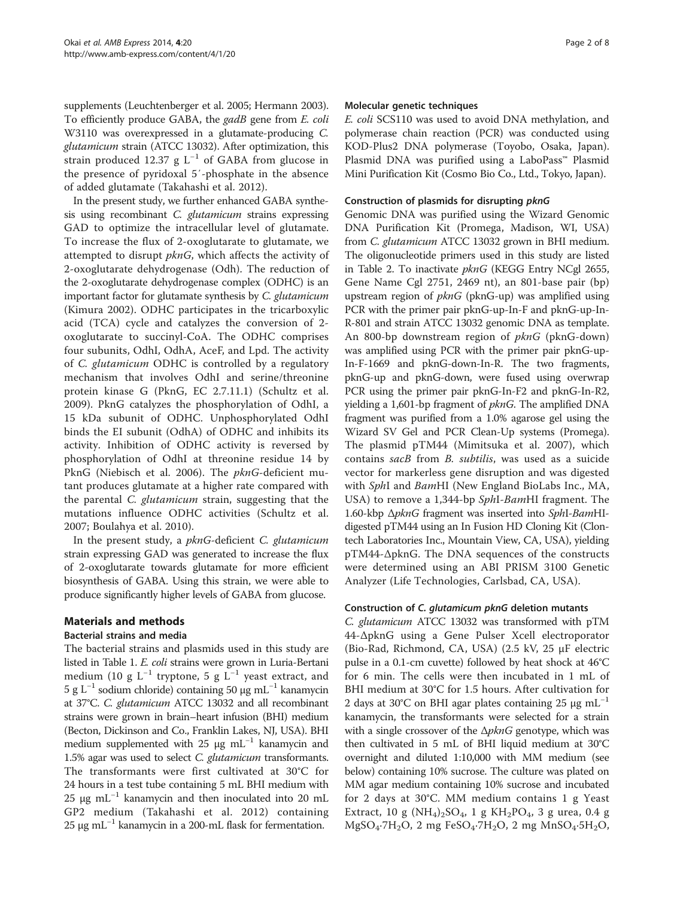supplements (Leuchtenberger et al. 2005; Hermann 2003). To efficiently produce GABA, the *gadB* gene from *E. coli* W3110 was overexpressed in a glutamate-producing *C. glutamicum* strain (ATCC 13032). After optimization, this strain produced 12.37 g $L^{-1}$ of GABA from glucose in the presence of pyridoxal 5′-phosphate in the absence of added glutamate (Takahashi et al. 2012).

In the present study, we further enhanced GABA synthesis using recombinant *C. glutamicum* strains expressing GAD to optimize the intracellular level of glutamate. To increase the flux of 2-oxoglutarate to glutamate, we attempted to disrupt *pknG*, which affects the activity of 2-oxoglutarate dehydrogenase (Odh). The reduction of the 2-oxoglutarate dehydrogenase complex (ODHC) is an important factor for glutamate synthesis by *C. glutamicum* (Kimura 2002). ODHC participates in the tricarboxylic acid (TCA) cycle and catalyzes the conversion of 2-oxoglutarate to succinyl-CoA. The ODHC comprises four subunits, OdhI, OdhA, AceF, and Lpd. The activity of *C. glutamicum* ODHC is controlled by a regulatory mechanism that involves OdhI and serine/threonine protein kinase G (PknG, EC 2.7.11.1) (Schultz et al. 2009). PknG catalyzes the phosphorylation of OdhI, a 15 kDa subunit of ODHC. Unphosphorylated OdhI binds the EI subunit (OdhA) of ODHC and inhibits its activity. Inhibition of ODHC activity is reversed by phosphorylation of OdhI at threonine residue 14 by PknG (Niebisch et al. 2006). The *pknG*-deficient mutant produces glutamate at a higher rate compared with the parental *C. glutamicum* strain, suggesting that the mutations influence ODHC activities (Schultz et al. 2007; Boulahya et al. 2010).

In the present study, a *pknG*-deficient *C. glutamicum* strain expressing GAD was generated to increase the flux of 2-oxoglutarate towards glutamate for more efficient biosynthesis of GABA. Using this strain, we were able to produce significantly higher levels of GABA from glucose.

## Materials and methods

### Bacterial strains and media

The bacterial strains and plasmids used in this study are listed in Table 1. *E. coli* strains were grown in Luria-Bertani medium (10 g $L^{-1}$ tryptone, 5 g $L^{-1}$ yeast extract, and 5 g $L^{-1}$ sodium chloride) containing 50 μg $mL^{-1}$ kanamycin at 37°C. *C. glutamicum* ATCC 13032 and all recombinant strains were grown in brain–heart infusion (BHI) medium (Becton, Dickinson and Co., Franklin Lakes, NJ, USA). BHI medium supplemented with 25 μg $mL^{-1}$ kanamycin and 1.5% agar was used to select *C. glutamicum* transformants. The transformants were first cultivated at 30°C for 24 hours in a test tube containing 5 mL BHI medium with 25 μg $mL^{-1}$ kanamycin and then inoculated into 20 mL GP2 medium (Takahashi et al. 2012) containing 25 μg $mL^{-1}$ kanamycin in a 200-mL flask for fermentation.

### Molecular genetic techniques

*E. coli* SCS110 was used to avoid DNA methylation, and polymerase chain reaction (PCR) was conducted using KOD-Plus2 DNA polymerase (Toyobo, Osaka, Japan). Plasmid DNA was purified using a LaboPass™ Plasmid Mini Purification Kit (Cosmo Bio Co., Ltd., Tokyo, Japan).

### Construction of plasmids for disrupting *pknG*

Genomic DNA was purified using the Wizard Genomic DNA Purification Kit (Promega, Madison, WI, USA) from *C. glutamicum* ATCC 13032 grown in BHI medium. The oligonucleotide primers used in this study are listed in Table 2. To inactivate *pknG* (KEGG Entry NCgl 2655, Gene Name Cgl 2751, 2469 nt), an 801-base pair (bp) upstream region of *pknG* (pknG-up) was amplified using PCR with the primer pair pknG-up-In-F and pknG-up-In-R-801 and strain ATCC 13032 genomic DNA as template. An 800-bp downstream region of *pknG* (pknG-down) was amplified using PCR with the primer pair pknG-up-In-F-1669 and pknG-down-In-R. The two fragments, pknG-up and pknG-down, were fused using overwrap PCR using the primer pair pknG-In-F2 and pknG-In-R2, yielding a 1,601-bp fragment of *pknG*. The amplified DNA fragment was purified from a 1.0% agarose gel using the Wizard SV Gel and PCR Clean-Up systems (Promega). The plasmid pTM44 (Mimitsuka et al. 2007), which contains *sacB* from *B. subtilis*, was used as a suicide vector for markerless gene disruption and was digested with *Sph*I and *Bam*HI (New England BioLabs Inc., MA, USA) to remove a 1,344-bp *Sph*I-*Bam*HI fragment. The 1.60-kbp Δ*pknG* fragment was inserted into *Sph*I-*Bam*HI-digested pTM44 using an In Fusion HD Cloning Kit (Clontech Laboratories Inc., Mountain View, CA, USA), yielding pTM44-ΔpknG. The DNA sequences of the constructs were determined using an ABI PRISM 3100 Genetic Analyzer (Life Technologies, Carlsbad, CA, USA).

### Construction of *C. glutamicum pknG* deletion mutants

*C. glutamicum* ATCC 13032 was transformed with pTM 44-ΔpknG using a Gene Pulser Xcell electroporator (Bio-Rad, Richmond, CA, USA) (2.5 kV, 25 μF electric pulse in a 0.1-cm cuvette) followed by heat shock at 46°C for 6 min. The cells were then incubated in 1 mL of BHI medium at 30°C for 1.5 hours. After cultivation for 2 days at 30°C on BHI agar plates containing 25 μg $mL^{-1}$ kanamycin, the transformants were selected for a strain with a single crossover of the Δ*pknG* genotype, which was then cultivated in 5 mL of BHI liquid medium at 30°C overnight and diluted 1:10,000 with MM medium (see below) containing 10% sucrose. The culture was plated on MM agar medium containing 10% sucrose and incubated for 2 days at 30°C. MM medium contains 1 g Yeast Extract, 10 g $(NH_4)_2SO_4$, 1 g $KH_2PO_4$, 3 g urea, 0.4 g $MgSO_4{\cdot}7H_2O$, 2 mg $FeSO_4{\cdot}7H_2O$, 2 mg $MnSO_4{\cdot}5H_2O$,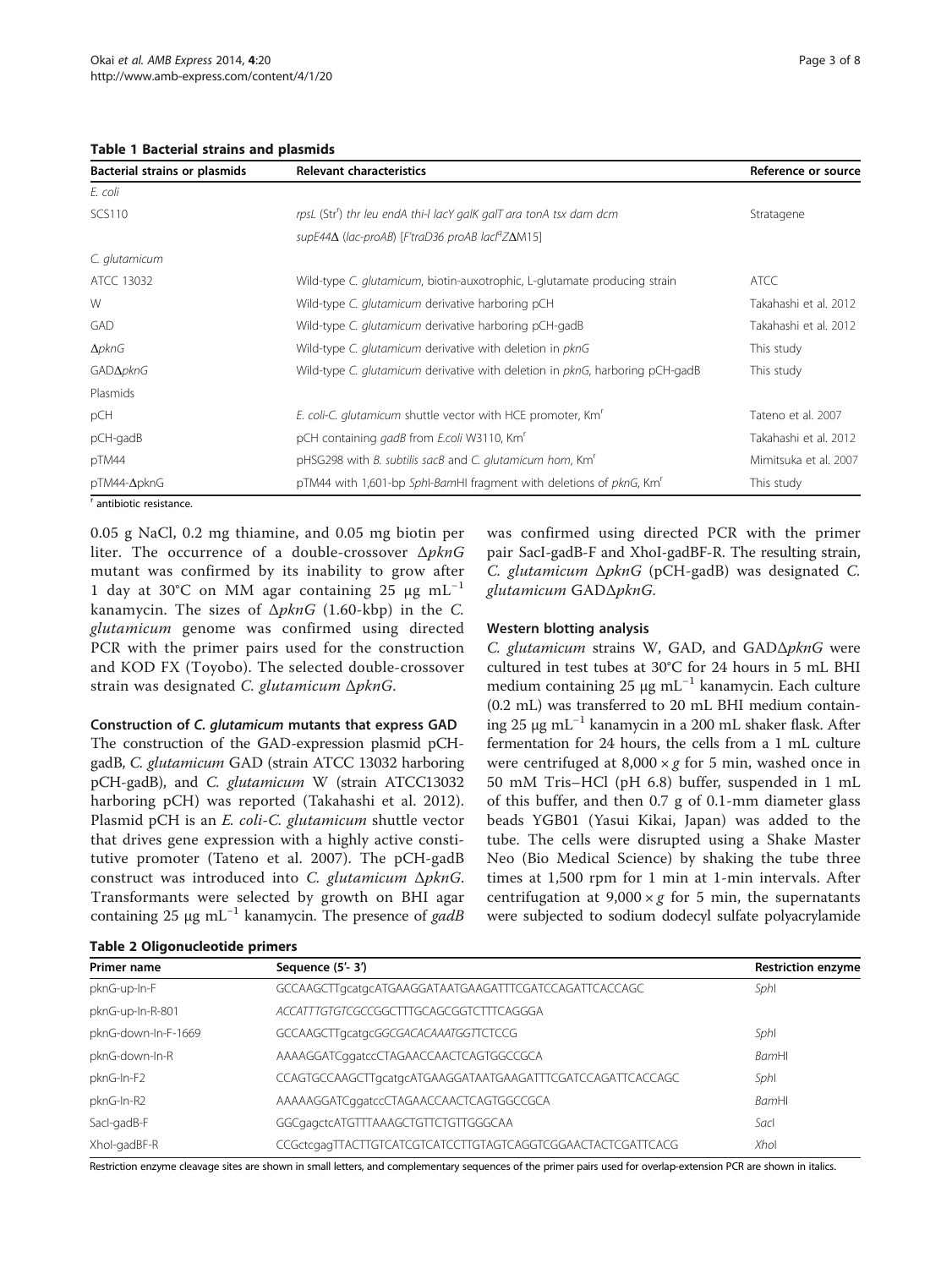**Table 1 Bacterial strains and plasmids**

| Bacterial strains or plasmids | Relevant characteristics | Reference or source |
|---|---|---|
| *E. coli* | | |
| SCS110 | *rpsL* (Str[r]) *thr leu endA thi-l lacY galK galT ara tonA tsx dam dcm* *supE44*Δ (*lac-proAB*) [*F'traD36 proAB lacI*[q]*Z*ΔM15] | Stratagene |
| *C. glutamicum* | | |
| ATCC 13032 | Wild-type *C. glutamicum*, biotin-auxotrophic, L-glutamate producing strain | ATCC |
| W | Wild-type *C. glutamicum* derivative harboring pCH | Takahashi et al. 2012 |
| GAD | Wild-type *C. glutamicum* derivative harboring pCH-gadB | Takahashi et al. 2012 |
| Δ*pknG* | Wild-type *C. glutamicum* derivative with deletion in *pknG* | This study |
| GADΔ*pknG* | Wild-type *C. glutamicum* derivative with deletion in *pknG*, harboring pCH-gadB | This study |
| Plasmids | | |
| pCH | *E. coli-C. glutamicum* shuttle vector with HCE promoter, Km[r] | Tateno et al. 2007 |
| pCH-gadB | pCH containing *gadB* from *E.coli* W3110, Km[r] | Takahashi et al. 2012 |
| pTM44 | pHSG298 with *B. subtilis sacB* and *C. glutamicum hom*, Km[r] | Mimitsuka et al. 2007 |
| pTM44-ΔpknG | pTM44 with 1,601-bp *Sph*I-*Bam*HI fragment with deletions of *pknG*, Km[r] | This study |

[r] antibiotic resistance.

0.05 g NaCl, 0.2 mg thiamine, and 0.05 mg biotin per liter. The occurrence of a double-crossover Δ*pknG* mutant was confirmed by its inability to grow after 1 day at 30°C on MM agar containing 25 μg mL$^{-1}$ kanamycin. The sizes of Δ*pknG* (1.60-kbp) in the *C. glutamicum* genome was confirmed using directed PCR with the primer pairs used for the construction and KOD FX (Toyobo). The selected double-crossover strain was designated *C. glutamicum* Δ*pknG*.

### Construction of *C. glutamicum* mutants that express GAD

The construction of the GAD-expression plasmid pCH-gadB, *C. glutamicum* GAD (strain ATCC 13032 harboring pCH-gadB), and *C. glutamicum* W (strain ATCC13032 harboring pCH) was reported (Takahashi et al. 2012). Plasmid pCH is an *E. coli-C. glutamicum* shuttle vector that drives gene expression with a highly active constitutive promoter (Tateno et al. 2007). The pCH-gadB construct was introduced into *C. glutamicum* Δ*pknG*. Transformants were selected by growth on BHI agar containing 25 μg mL$^{-1}$ kanamycin. The presence of *gadB* was confirmed using directed PCR with the primer pair SacI-gadB-F and XhoI-gadBF-R. The resulting strain, *C. glutamicum* Δ*pknG* (pCH-gadB) was designated *C. glutamicum* GADΔ*pknG*.

### Western blotting analysis

*C. glutamicum* strains W, GAD, and GADΔ*pknG* were cultured in test tubes at 30°C for 24 hours in 5 mL BHI medium containing 25 μg mL$^{-1}$ kanamycin. Each culture (0.2 mL) was transferred to 20 mL BHI medium containing 25 μg mL$^{-1}$ kanamycin in a 200 mL shaker flask. After fermentation for 24 hours, the cells from a 1 mL culture were centrifuged at 8,000 × *g* for 5 min, washed once in 50 mM Tris–HCl (pH 6.8) buffer, suspended in 1 mL of this buffer, and then 0.7 g of 0.1-mm diameter glass beads YGB01 (Yasui Kikai, Japan) was added to the tube. The cells were disrupted using a Shake Master Neo (Bio Medical Science) by shaking the tube three times at 1,500 rpm for 1 min at 1-min intervals. After centrifugation at 9,000 × *g* for 5 min, the supernatants were subjected to sodium dodecyl sulfate polyacrylamide

**Table 2 Oligonucleotide primers**

| Primer name | Sequence (5'- 3') | Restriction enzyme |
|---|---|---|
| pknG-up-In-F | GCCAAGCTTgcatgcATGAAGGATAATGAAGATTTCGATCCAGATTCACCAGC | *Sph*I |
| pknG-up-In-R-801 | *ACCATTTGTGTCGCC*GGCTTTGCAGCGGTCTTTCAGGGA | |
| pknG-down-In-F-1669 | GCCAAGCTTgcatgc*GGCGACACAAATGGT*TCTCCG | *Sph*I |
| pknG-down-In-R | AAAAGGATCggatccCTAGAACCAACTCAGTGGCCGCA | *Bam*HI |
| pknG-In-F2 | CCAGTGCCAAGCTTgcatgcATGAAGGATAATGAAGATTTCGATCCAGATTCACCAGC | *Sph*I |
| pknG-In-R2 | AAAAAGGATCggatccCTAGAACCAACTCAGTGGCCGCA | *Bam*HI |
| SacI-gadB-F | GGCgagctcATGTTTAAAGCTGTTCTGTTGGGCAA | *Sac*I |
| XhoI-gadBF-R | CCGctcgagTTACTTGTCATCGTCATCCTTGTAGTCAGGTCGGAACTACTCGATTCACG | *Xho*I |

Restriction enzyme cleavage sites are shown in small letters, and complementary sequences of the primer pairs used for overlap-extension PCR are shown in italics.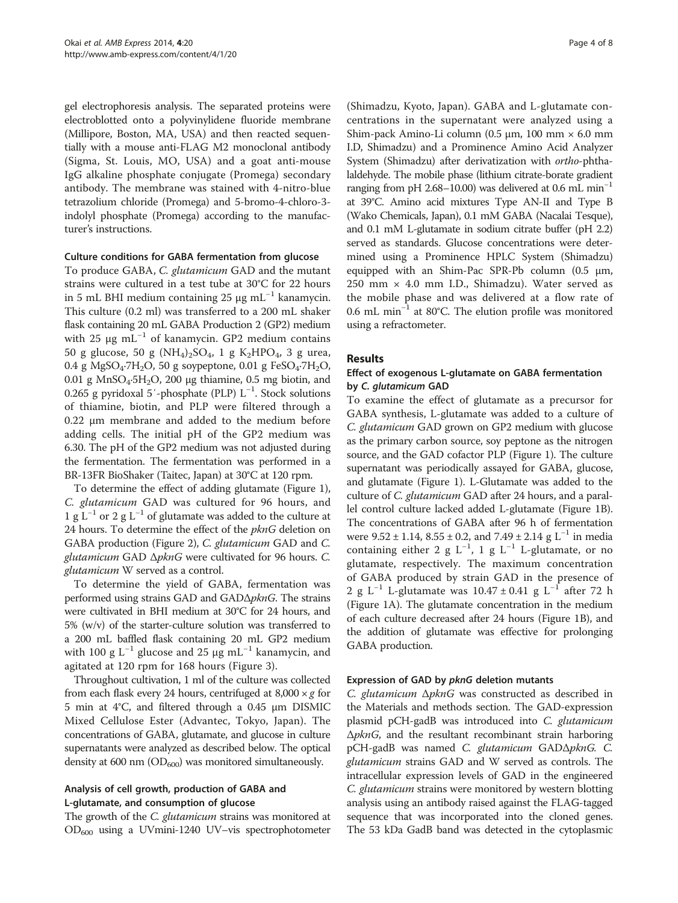gel electrophoresis analysis. The separated proteins were electroblotted onto a polyvinylidene fluoride membrane (Millipore, Boston, MA, USA) and then reacted sequentially with a mouse anti-FLAG M2 monoclonal antibody (Sigma, St. Louis, MO, USA) and a goat anti-mouse IgG alkaline phosphate conjugate (Promega) secondary antibody. The membrane was stained with 4-nitro-blue tetrazolium chloride (Promega) and 5-bromo-4-chloro-3-indolyl phosphate (Promega) according to the manufacturer's instructions.

#### Culture conditions for GABA fermentation from glucose

To produce GABA, *C. glutamicum* GAD and the mutant strains were cultured in a test tube at 30°C for 22 hours in 5 mL BHI medium containing 25 μg $mL^{-1}$ kanamycin. This culture (0.2 ml) was transferred to a 200 mL shaker flask containing 20 mL GABA Production 2 (GP2) medium with 25 μg $mL^{-1}$ of kanamycin. GP2 medium contains 50 g glucose, 50 g $(NH_4)_2SO_4$, 1 g $K_2HPO_4$, 3 g urea, 0.4 g $MgSO_4{\cdot}7H_2O$, 50 g soypeptone, 0.01 g $FeSO_4{\cdot}7H_2O$, 0.01 g $MnSO_4{\cdot}5H_2O$, 200 μg thiamine, 0.5 mg biotin, and 0.265 g pyridoxal 5′-phosphate (PLP) $L^{-1}$. Stock solutions of thiamine, biotin, and PLP were filtered through a 0.22 μm membrane and added to the medium before adding cells. The initial pH of the GP2 medium was 6.30. The pH of the GP2 medium was not adjusted during the fermentation. The fermentation was performed in a BR-13FR BioShaker (Taitec, Japan) at 30°C at 120 rpm.

To determine the effect of adding glutamate (Figure 1), *C. glutamicum* GAD was cultured for 96 hours, and 1 g $L^{-1}$ or 2 g $L^{-1}$ of glutamate was added to the culture at 24 hours. To determine the effect of the *pknG* deletion on GABA production (Figure 2), *C. glutamicum* GAD and *C. glutamicum* GAD Δ*pknG* were cultivated for 96 hours. *C. glutamicum* W served as a control.

To determine the yield of GABA, fermentation was performed using strains GAD and GADΔ*pknG*. The strains were cultivated in BHI medium at 30°C for 24 hours, and 5% (w/v) of the starter-culture solution was transferred to a 200 mL baffled flask containing 20 mL GP2 medium with 100 g $L^{-1}$ glucose and 25 μg $mL^{-1}$ kanamycin, and agitated at 120 rpm for 168 hours (Figure 3).

Throughout cultivation, 1 ml of the culture was collected from each flask every 24 hours, centrifuged at 8,000 × *g* for 5 min at 4°C, and filtered through a 0.45 μm DISMIC Mixed Cellulose Ester (Advantec, Tokyo, Japan). The concentrations of GABA, glutamate, and glucose in culture supernatants were analyzed as described below. The optical density at 600 nm ($OD_{600}$) was monitored simultaneously.

#### Analysis of cell growth, production of GABA and L-glutamate, and consumption of glucose

The growth of the *C. glutamicum* strains was monitored at $OD_{600}$ using a UVmini-1240 UV–vis spectrophotometer (Shimadzu, Kyoto, Japan). GABA and L-glutamate concentrations in the supernatant were analyzed using a Shim-pack Amino-Li column (0.5 μm, 100 mm × 6.0 mm I.D, Shimadzu) and a Prominence Amino Acid Analyzer System (Shimadzu) after derivatization with *ortho*-phthalaldehyde. The mobile phase (lithium citrate-borate gradient ranging from pH 2.68–10.00) was delivered at 0.6 mL $min^{-1}$ at 39°C. Amino acid mixtures Type AN-II and Type B (Wako Chemicals, Japan), 0.1 mM GABA (Nacalai Tesque), and 0.1 mM L-glutamate in sodium citrate buffer (pH 2.2) served as standards. Glucose concentrations were determined using a Prominence HPLC System (Shimadzu) equipped with an Shim-Pac SPR-Pb column (0.5 μm, 250 mm × 4.0 mm I.D., Shimadzu). Water served as the mobile phase and was delivered at a flow rate of 0.6 mL $min^{-1}$ at 80°C. The elution profile was monitored using a refractometer.

## Results

#### Effect of exogenous L-glutamate on GABA fermentation by *C. glutamicum* GAD

To examine the effect of glutamate as a precursor for GABA synthesis, L-glutamate was added to a culture of *C. glutamicum* GAD grown on GP2 medium with glucose as the primary carbon source, soy peptone as the nitrogen source, and the GAD cofactor PLP (Figure 1). The culture supernatant was periodically assayed for GABA, glucose, and glutamate (Figure 1). L-Glutamate was added to the culture of *C. glutamicum* GAD after 24 hours, and a parallel control culture lacked added L-glutamate (Figure 1B). The concentrations of GABA after 96 h of fermentation were 9.52 ± 1.14, 8.55 ± 0.2, and 7.49 ± 2.14 g $L^{-1}$ in media containing either 2 g $L^{-1}$, 1 g $L^{-1}$ L-glutamate, or no glutamate, respectively. The maximum concentration of GABA produced by strain GAD in the presence of 2 g $L^{-1}$ L-glutamate was 10.47 ± 0.41 g $L^{-1}$ after 72 h (Figure 1A). The glutamate concentration in the medium of each culture decreased after 24 hours (Figure 1B), and the addition of glutamate was effective for prolonging GABA production.

#### Expression of GAD by *pknG* deletion mutants

*C. glutamicum* Δ*pknG* was constructed as described in the Materials and methods section. The GAD-expression plasmid pCH-gadB was introduced into *C. glutamicum* Δ*pknG*, and the resultant recombinant strain harboring pCH-gadB was named *C. glutamicum* GADΔ*pknG*. *C. glutamicum* strains GAD and W served as controls. The intracellular expression levels of GAD in the engineered *C. glutamicum* strains were monitored by western blotting analysis using an antibody raised against the FLAG-tagged sequence that was incorporated into the cloned genes. The 53 kDa GadB band was detected in the cytoplasmic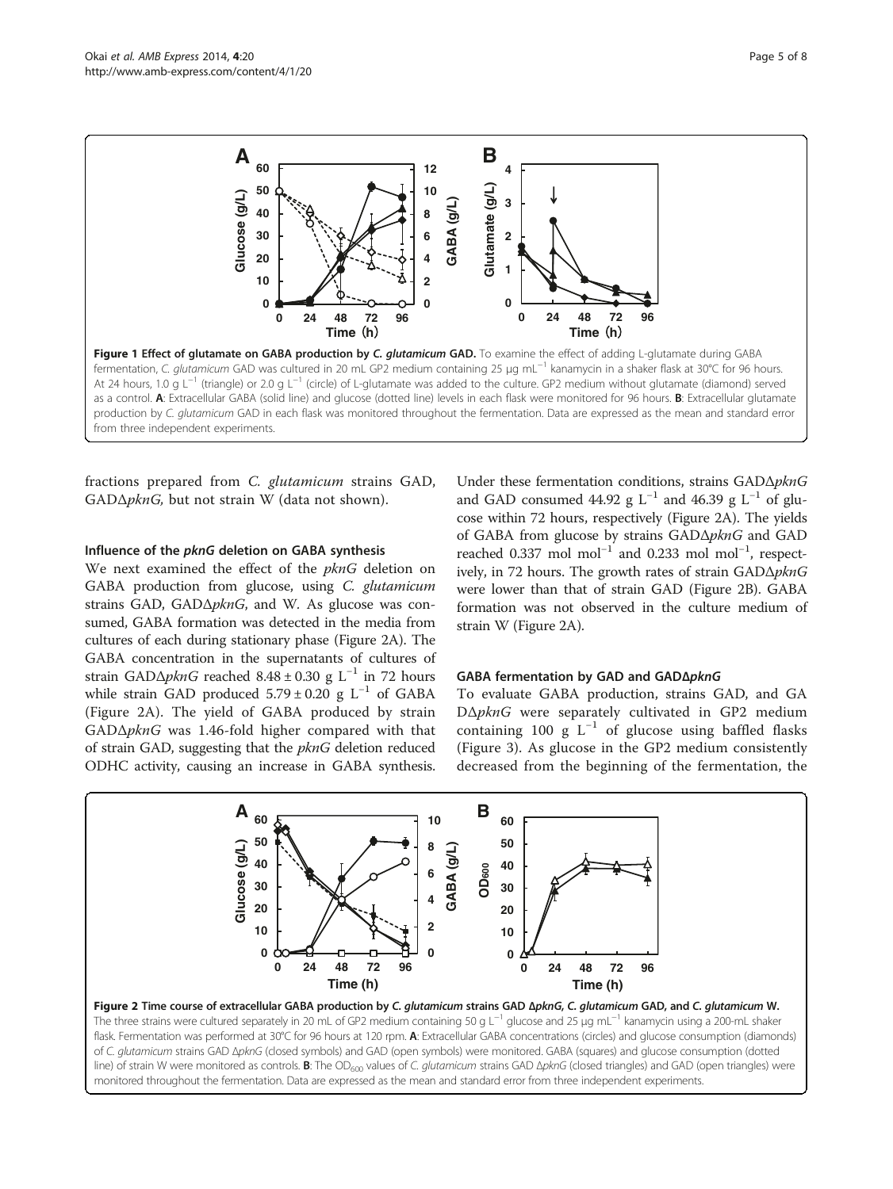**Figure 1 Effect of glutamate on GABA production by *C. glutamicum* GAD.** To examine the effect of adding L-glutamate during GABA fermentation, *C. glutamicum* GAD was cultured in 20 mL GP2 medium containing 25 μg mL$^{-1}$ kanamycin in a shaker flask at 30°C for 96 hours. At 24 hours, 1.0 g L$^{-1}$ (triangle) or 2.0 g L$^{-1}$ (circle) of L-glutamate was added to the culture. GP2 medium without glutamate (diamond) served as a control. **A**: Extracellular GABA (solid line) and glucose (dotted line) levels in each flask were monitored for 96 hours. **B**: Extracellular glutamate production by *C. glutamicum* GAD in each flask was monitored throughout the fermentation. Data are expressed as the mean and standard error from three independent experiments.

fractions prepared from *C. glutamicum* strains GAD, GADΔ*pknG*, but not strain W (data not shown).

### Influence of the *pknG* deletion on GABA synthesis

We next examined the effect of the *pknG* deletion on GABA production from glucose, using *C. glutamicum* strains GAD, GADΔ*pknG*, and W. As glucose was consumed, GABA formation was detected in the media from cultures of each during stationary phase (Figure 2A). The GABA concentration in the supernatants of cultures of strain GADΔ*pknG* reached 8.48 ± 0.30 g L$^{-1}$ in 72 hours while strain GAD produced 5.79 ± 0.20 g L$^{-1}$ of GABA (Figure 2A). The yield of GABA produced by strain GADΔ*pknG* was 1.46-fold higher compared with that of strain GAD, suggesting that the *pknG* deletion reduced ODHC activity, causing an increase in GABA synthesis. Under these fermentation conditions, strains GADΔ*pknG* and GAD consumed 44.92 g L$^{-1}$ and 46.39 g L$^{-1}$ of glucose within 72 hours, respectively (Figure 2A). The yields of GABA from glucose by strains GADΔ*pknG* and GAD reached 0.337 mol mol$^{-1}$ and 0.233 mol mol$^{-1}$, respectively, in 72 hours. The growth rates of strain GADΔ*pknG* were lower than that of strain GAD (Figure 2B). GABA formation was not observed in the culture medium of strain W (Figure 2A).

### GABA fermentation by GAD and GADΔ*pknG*

To evaluate GABA production, strains GAD, and GADΔ*pknG* were separately cultivated in GP2 medium containing 100 g L$^{-1}$ of glucose using baffled flasks (Figure 3). As glucose in the GP2 medium consistently decreased from the beginning of the fermentation, the

**Figure 2 Time course of extracellular GABA production by *C. glutamicum* strains GAD Δ*pknG*, *C. glutamicum* GAD, and *C. glutamicum* W.** The three strains were cultured separately in 20 mL of GP2 medium containing 50 g L$^{-1}$ glucose and 25 μg mL$^{-1}$ kanamycin using a 200-mL shaker flask. Fermentation was performed at 30°C for 96 hours at 120 rpm. **A**: Extracellular GABA concentrations (circles) and glucose consumption (diamonds) of *C. glutamicum* strains GAD Δ*pknG* (closed symbols) and GAD (open symbols) were monitored. GABA (squares) and glucose consumption (dotted line) of strain W were monitored as controls. **B**: The $OD_{600}$ values of *C. glutamicum* strains GAD Δ*pknG* (closed triangles) and GAD (open triangles) were monitored throughout the fermentation. Data are expressed as the mean and standard error from three independent experiments.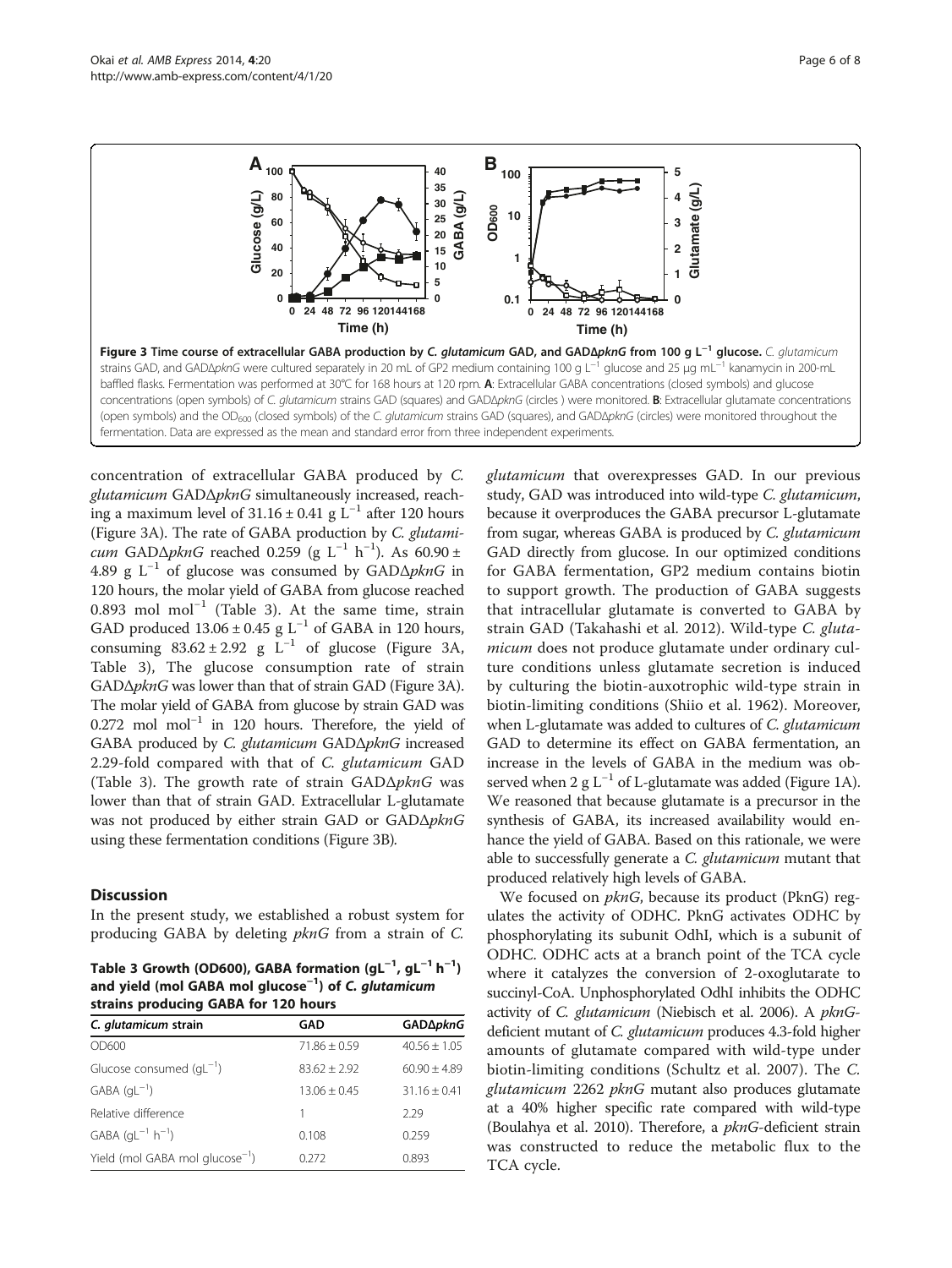Figure 3 Time course of extracellular GABA production by *C. glutamicum* GAD, and GADΔ*pknG* from 100 g L$^{-1}$ glucose. *C. glutamicum* strains GAD, and GADΔ*pknG* were cultured separately in 20 mL of GP2 medium containing 100 g L$^{-1}$ glucose and 25 μg mL$^{-1}$ kanamycin in 200-mL baffled flasks. Fermentation was performed at 30°C for 168 hours at 120 rpm. **A**: Extracellular GABA concentrations (closed symbols) and glucose concentrations (open symbols) of *C. glutamicum* strains GAD (squares) and GADΔ*pknG* (circles) were monitored. **B**: Extracellular glutamate concentrations (open symbols) and the $OD_{600}$ (closed symbols) of the *C. glutamicum* strains GAD (squares), and GADΔ*pknG* (circles) were monitored throughout the fermentation. Data are expressed as the mean and standard error from three independent experiments.

concentration of extracellular GABA produced by *C. glutamicum* GADΔ*pknG* simultaneously increased, reaching a maximum level of 31.16 ± 0.41 g L$^{-1}$ after 120 hours (Figure 3A). The rate of GABA production by *C. glutamicum* GADΔ*pknG* reached 0.259 (g L$^{-1}$ h$^{-1}$). As 60.90 ± 4.89 g L$^{-1}$ of glucose was consumed by GADΔ*pknG* in 120 hours, the molar yield of GABA from glucose reached 0.893 mol mol$^{-1}$ (Table 3). At the same time, strain GAD produced 13.06 ± 0.45 g L$^{-1}$ of GABA in 120 hours, consuming 83.62 ± 2.92 g L$^{-1}$ of glucose (Figure 3A, Table 3), The glucose consumption rate of strain GADΔ*pknG* was lower than that of strain GAD (Figure 3A). The molar yield of GABA from glucose by strain GAD was 0.272 mol mol$^{-1}$ in 120 hours. Therefore, the yield of GABA produced by *C. glutamicum* GADΔ*pknG* increased 2.29-fold compared with that of *C. glutamicum* GAD (Table 3). The growth rate of strain GADΔ*pknG* was lower than that of strain GAD. Extracellular L-glutamate was not produced by either strain GAD or GADΔ*pknG* using these fermentation conditions (Figure 3B).

## Discussion

In the present study, we established a robust system for producing GABA by deleting *pknG* from a strain of *C. glutamicum* that overexpresses GAD. In our previous study, GAD was introduced into wild-type *C. glutamicum*, because it overproduces the GABA precursor L-glutamate from sugar, whereas GABA is produced by *C. glutamicum* GAD directly from glucose. In our optimized conditions for GABA fermentation, GP2 medium contains biotin to support growth. The production of GABA suggests that intracellular glutamate is converted to GABA by strain GAD (Takahashi et al. 2012). Wild-type *C. glutamicum* does not produce glutamate under ordinary culture conditions unless glutamate secretion is induced by culturing the biotin-auxotrophic wild-type strain in biotin-limiting conditions (Shiio et al. 1962). Moreover, when L-glutamate was added to cultures of *C. glutamicum* GAD to determine its effect on GABA fermentation, an increase in the levels of GABA in the medium was observed when 2 g L$^{-1}$ of L-glutamate was added (Figure 1A). We reasoned that because glutamate is a precursor in the synthesis of GABA, its increased availability would enhance the yield of GABA. Based on this rationale, we were able to successfully generate a *C. glutamicum* mutant that produced relatively high levels of GABA.

We focused on *pknG*, because its product (PknG) regulates the activity of ODHC. PknG activates ODHC by phosphorylating its subunit OdhI, which is a subunit of ODHC. ODHC acts at a branch point of the TCA cycle where it catalyzes the conversion of 2-oxoglutarate to succinyl-CoA. Unphosphorylated OdhI inhibits the ODHC activity of *C. glutamicum* (Niebisch et al. 2006). A *pknG*-deficient mutant of *C. glutamicum* produces 4.3-fold higher amounts of glutamate compared with wild-type under biotin-limiting conditions (Schultz et al. 2007). The *C. glutamicum* 2262 *pknG* mutant also produces glutamate at a 40% higher specific rate compared with wild-type (Boulahya et al. 2010). Therefore, a *pknG*-deficient strain was constructed to reduce the metabolic flux to the TCA cycle.

**Table 3 Growth (OD600), GABA formation (gL$^{-1}$, gL$^{-1}$ h$^{-1}$) and yield (mol GABA mol glucose$^{-1}$) of *C. glutamicum* strains producing GABA for 120 hours**

| *C. glutamicum* strain | GAD | GADΔ*pknG* |
|---|---|---|
| OD600 | 71.86 ± 0.59 | 40.56 ± 1.05 |
| Glucose consumed (gL$^{-1}$) | 83.62 ± 2.92 | 60.90 ± 4.89 |
| GABA (gL$^{-1}$) | 13.06 ± 0.45 | 31.16 ± 0.41 |
| Relative difference | 1 | 2.29 |
| GABA (gL$^{-1}$ h$^{-1}$) | 0.108 | 0.259 |
| Yield (mol GABA mol glucose$^{-1}$) | 0.272 | 0.893 |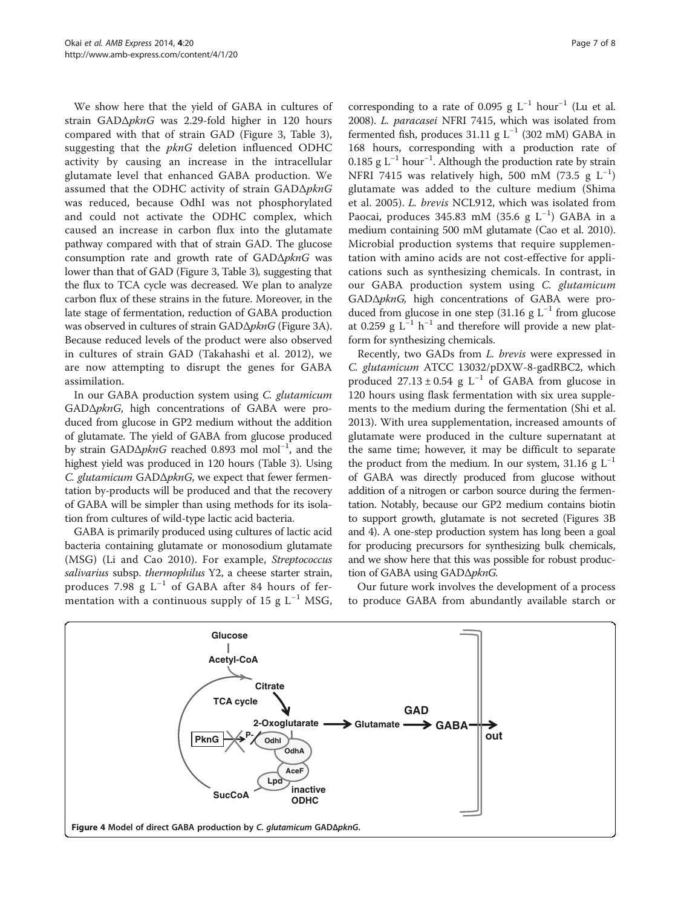We show here that the yield of GABA in cultures of strain GADΔ*pknG* was 2.29-fold higher in 120 hours compared with that of strain GAD (Figure 3, Table 3), suggesting that the *pknG* deletion influenced ODHC activity by causing an increase in the intracellular glutamate level that enhanced GABA production. We assumed that the ODHC activity of strain GADΔ*pknG* was reduced, because OdhI was not phosphorylated and could not activate the ODHC complex, which caused an increase in carbon flux into the glutamate pathway compared with that of strain GAD. The glucose consumption rate and growth rate of GADΔ*pknG* was lower than that of GAD (Figure 3, Table 3), suggesting that the flux to TCA cycle was decreased. We plan to analyze carbon flux of these strains in the future. Moreover, in the late stage of fermentation, reduction of GABA production was observed in cultures of strain GADΔ*pknG* (Figure 3A). Because reduced levels of the product were also observed in cultures of strain GAD (Takahashi et al. 2012), we are now attempting to disrupt the genes for GABA assimilation.

In our GABA production system using *C. glutamicum* GADΔ*pknG*, high concentrations of GABA were produced from glucose in GP2 medium without the addition of glutamate. The yield of GABA from glucose produced by strain GADΔ*pknG* reached 0.893 mol $mol^{-1}$, and the highest yield was produced in 120 hours (Table 3). Using *C. glutamicum* GADΔ*pknG*, we expect that fewer fermentation by-products will be produced and that the recovery of GABA will be simpler than using methods for its isolation from cultures of wild-type lactic acid bacteria.

GABA is primarily produced using cultures of lactic acid bacteria containing glutamate or monosodium glutamate (MSG) (Li and Cao 2010). For example, *Streptococcus salivarius* subsp. *thermophilus* Y2, a cheese starter strain, produces 7.98 g $L^{-1}$ of GABA after 84 hours of fermentation with a continuous supply of 15 g $L^{-1}$ MSG, corresponding to a rate of 0.095 g $L^{-1}$ $hour^{-1}$ (Lu et al. 2008). *L. paracasei* NFRI 7415, which was isolated from fermented fish, produces 31.11 g $L^{-1}$ (302 mM) GABA in 168 hours, corresponding with a production rate of 0.185 g $L^{-1}$ $hour^{-1}$. Although the production rate by strain NFRI 7415 was relatively high, 500 mM (73.5 g $L^{-1}$) glutamate was added to the culture medium (Shima et al. 2005). *L. brevis* NCL912, which was isolated from Paocai, produces 345.83 mM (35.6 g $L^{-1}$) GABA in a medium containing 500 mM glutamate (Cao et al. 2010). Microbial production systems that require supplementation with amino acids are not cost-effective for applications such as synthesizing chemicals. In contrast, in our GABA production system using *C. glutamicum* GADΔ*pknG*, high concentrations of GABA were produced from glucose in one step (31.16 g $L^{-1}$ from glucose at 0.259 g $L^{-1}$ $h^{-1}$ and therefore will provide a new platform for synthesizing chemicals.

Recently, two GADs from *L. brevis* were expressed in *C. glutamicum* ATCC 13032/pDXW-8-gadRBC2, which produced 27.13 ± 0.54 g $L^{-1}$ of GABA from glucose in 120 hours using flask fermentation with six urea supplements to the medium during the fermentation (Shi et al. 2013). With urea supplementation, increased amounts of glutamate were produced in the culture supernatant at the same time; however, it may be difficult to separate the product from the medium. In our system, 31.16 g $L^{-1}$ of GABA was directly produced from glucose without addition of a nitrogen or carbon source during the fermentation. Notably, because our GP2 medium contains biotin to support growth, glutamate is not secreted (Figures 3B and 4). A one-step production system has long been a goal for producing precursors for synthesizing bulk chemicals, and we show here that this was possible for robust production of GABA using GADΔ*pknG*.

Our future work involves the development of a process to produce GABA from abundantly available starch or

**Figure 4** Model of direct GABA production by *C. glutamicum* GADΔ*pknG*.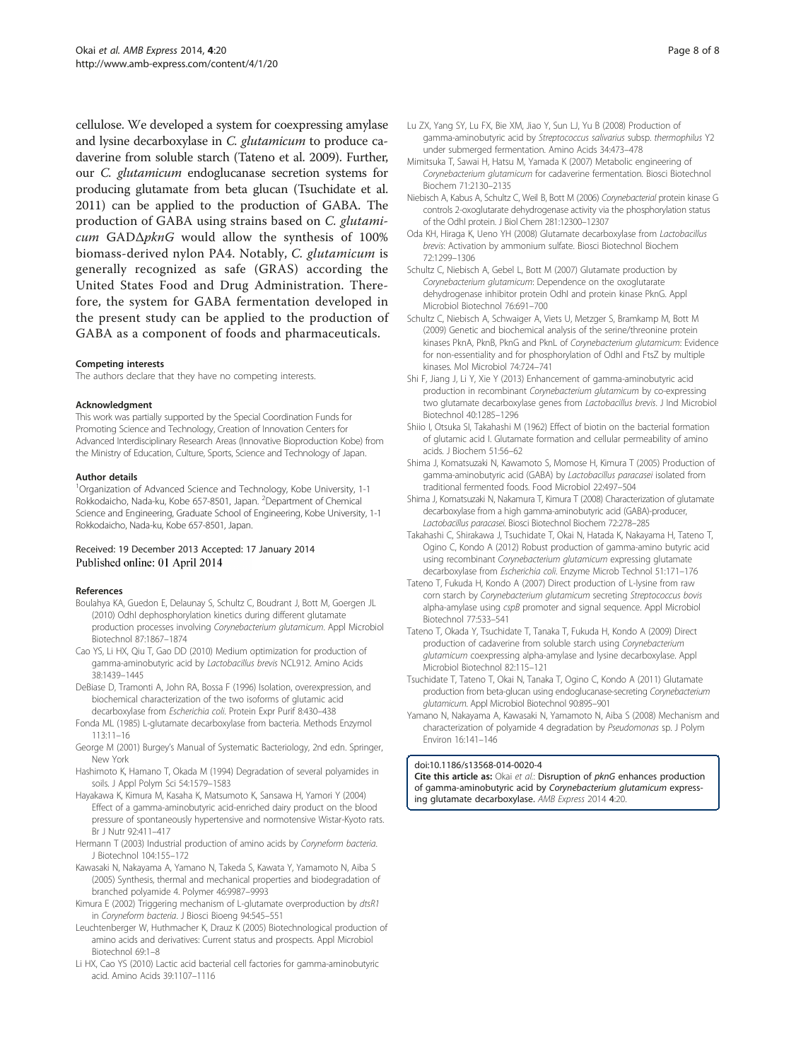cellulose. We developed a system for coexpressing amylase and lysine decarboxylase in *C. glutamicum* to produce cadaverine from soluble starch (Tateno et al. 2009). Further, our *C. glutamicum* endoglucanase secretion systems for producing glutamate from beta glucan (Tsuchidate et al. 2011) can be applied to the production of GABA. The production of GABA using strains based on *C. glutamicum* GADΔ*pknG* would allow the synthesis of 100% biomass-derived nylon PA4. Notably, *C. glutamicum* is generally recognized as safe (GRAS) according the United States Food and Drug Administration. Therefore, the system for GABA fermentation developed in the present study can be applied to the production of GABA as a component of foods and pharmaceuticals.

#### Competing interests

The authors declare that they have no competing interests.

#### Acknowledgment

This work was partially supported by the Special Coordination Funds for Promoting Science and Technology, Creation of Innovation Centers for Advanced Interdisciplinary Research Areas (Innovative Bioproduction Kobe) from the Ministry of Education, Culture, Sports, Science and Technology of Japan.

#### Author details

[1]Organization of Advanced Science and Technology, Kobe University, 1-1 Rokkodaicho, Nada-ku, Kobe 657-8501, Japan. [2]Department of Chemical Science and Engineering, Graduate School of Engineering, Kobe University, 1-1 Rokkodaicho, Nada-ku, Kobe 657-8501, Japan.

Received: 19 December 2013 Accepted: 17 January 2014
Published online: 01 April 2014

#### References

- Boulahya KA, Guedon E, Delaunay S, Schultz C, Boudrant J, Bott M, Goergen JL (2010) OdhI dephosphorylation kinetics during different glutamate production processes involving *Corynebacterium glutamicum*. Appl Microbiol Biotechnol 87:1867–1874
- Cao YS, Li HX, Qiu T, Gao DD (2010) Medium optimization for production of gamma-aminobutyric acid by *Lactobacillus brevis* NCL912. Amino Acids 38:1439–1445
- DeBiase D, Tramonti A, John RA, Bossa F (1996) Isolation, overexpression, and biochemical characterization of the two isoforms of glutamic acid decarboxylase from *Escherichia coli*. Protein Expr Purif 8:430–438
- Fonda ML (1985) L-glutamate decarboxylase from bacteria. Methods Enzymol 113:11–16
- George M (2001) Burgey's Manual of Systematic Bacteriology, 2nd edn. Springer, New York
- Hashimoto K, Hamano T, Okada M (1994) Degradation of several polyamides in soils. J Appl Polym Sci 54:1579–1583
- Hayakawa K, Kimura M, Kasaha K, Matsumoto K, Sansawa H, Yamori Y (2004) Effect of a gamma-aminobutyric acid-enriched dairy product on the blood pressure of spontaneously hypertensive and normotensive Wistar-Kyoto rats. Br J Nutr 92:411–417
- Hermann T (2003) Industrial production of amino acids by *Coryneform bacteria*. J Biotechnol 104:155–172
- Kawasaki N, Nakayama A, Yamano N, Takeda S, Kawata Y, Yamamoto N, Aiba S (2005) Synthesis, thermal and mechanical properties and biodegradation of branched polyamide 4. Polymer 46:9987–9993
- Kimura E (2002) Triggering mechanism of L-glutamate overproduction by *dtsR1* in *Coryneform bacteria*. J Biosci Bioeng 94:545–551
- Leuchtenberger W, Huthmacher K, Drauz K (2005) Biotechnological production of amino acids and derivatives: Current status and prospects. Appl Microbiol Biotechnol 69:1–8
- Li HX, Cao YS (2010) Lactic acid bacterial cell factories for gamma-aminobutyric acid. Amino Acids 39:1107–1116
- Lu ZX, Yang SY, Lu FX, Bie XM, Jiao Y, Sun LJ, Yu B (2008) Production of gamma-aminobutyric acid by *Streptococcus salivarius* subsp. *thermophilus* Y2 under submerged fermentation. Amino Acids 34:473–478
- Mimitsuka T, Sawai H, Hatsu M, Yamada K (2007) Metabolic engineering of *Corynebacterium glutamicum* for cadaverine fermentation. Biosci Biotechnol Biochem 71:2130–2135
- Niebisch A, Kabus A, Schultz C, Weil B, Bott M (2006) *Corynebacterial* protein kinase G controls 2-oxoglutarate dehydrogenase activity via the phosphorylation status of the OdhI protein. J Biol Chem 281:12300–12307
- Oda KH, Hiraga K, Ueno YH (2008) Glutamate decarboxylase from *Lactobacillus brevis*: Activation by ammonium sulfate. Biosci Biotechnol Biochem 72:1299–1306
- Schultz C, Niebisch A, Gebel L, Bott M (2007) Glutamate production by *Corynebacterium glutamicum*: Dependence on the oxoglutarate dehydrogenase inhibitor protein OdhI and protein kinase PknG. Appl Microbiol Biotechnol 76:691–700
- Schultz C, Niebisch A, Schwaiger A, Viets U, Metzger S, Bramkamp M, Bott M (2009) Genetic and biochemical analysis of the serine/threonine protein kinases PknA, PknB, PknG and PknL of *Corynebacterium glutamicum*: Evidence for non-essentiality and for phosphorylation of OdhI and FtsZ by multiple kinases. Mol Microbiol 74:724–741
- Shi F, Jiang J, Li Y, Xie Y (2013) Enhancement of gamma-aminobutyric acid production in recombinant *Corynebacterium glutamicum* by co-expressing two glutamate decarboxylase genes from *Lactobacillus brevis*. J Ind Microbiol Biotechnol 40:1285–1296
- Shiio I, Otsuka SI, Takahashi M (1962) Effect of biotin on the bacterial formation of glutamic acid I. Glutamate formation and cellular permeability of amino acids. J Biochem 51:56–62
- Shima J, Komatsuzaki N, Kawamoto S, Momose H, Kimura T (2005) Production of gamma-aminobutyric acid (GABA) by *Lactobacillus paracasei* isolated from traditional fermented foods. Food Microbiol 22:497–504
- Shima J, Komatsuzaki N, Nakamura T, Kimura T (2008) Characterization of glutamate decarboxylase from a high gamma-aminobutyric acid (GABA)-producer, *Lactobacillus paracasei*. Biosci Biotechnol Biochem 72:278–285
- Takahashi C, Shirakawa J, Tsuchidate T, Okai N, Hatada K, Nakayama H, Tateno T, Ogino C, Kondo A (2012) Robust production of gamma-amino butyric acid using recombinant *Corynebacterium glutamicum* expressing glutamate decarboxylase from *Escherichia coli*. Enzyme Microb Technol 51:171–176
- Tateno T, Fukuda H, Kondo A (2007) Direct production of L-lysine from raw corn starch by *Corynebacterium glutamicum* secreting *Streptococcus bovis* alpha-amylase using *cspB* promoter and signal sequence. Appl Microbiol Biotechnol 77:533–541
- Tateno T, Okada Y, Tsuchidate T, Tanaka T, Fukuda H, Kondo A (2009) Direct production of cadaverine from soluble starch using *Corynebacterium glutamicum* coexpressing alpha-amylase and lysine decarboxylase. Appl Microbiol Biotechnol 82:115–121
- Tsuchidate T, Tateno T, Okai N, Tanaka T, Ogino C, Kondo A (2011) Glutamate production from beta-glucan using endoglucanase-secreting *Corynebacterium glutamicum*. Appl Microbiol Biotechnol 90:895–901
- Yamano N, Nakayama A, Kawasaki N, Yamamoto N, Aiba S (2008) Mechanism and characterization of polyamide 4 degradation by *Pseudomonas* sp. J Polym Environ 16:141–146

doi:10.1186/s13568-014-0020-4
**Cite this article as:** Okai *et al.*: Disruption of *pknG* enhances production of gamma-aminobutyric acid by *Corynebacterium glutamicum* expressing glutamate decarboxylase. *AMB Express* 2014 **4**:20.